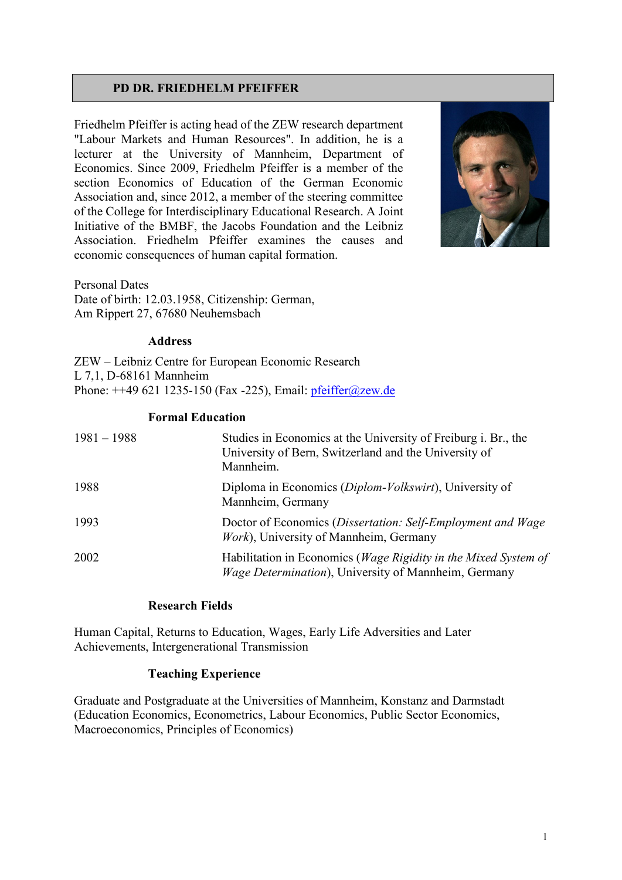# PD DR. FRIEDHELM PFEIFFER

Friedhelm Pfeiffer is acting head of the ZEW research department "Labour Markets and Human Resources". In addition, he is a lecturer at the University of Mannheim, Department of Economics. Since 2009, Friedhelm Pfeiffer is a member of the section Economics of Education of the German Economic Association and, since 2012, a member of the steering committee of the College for Interdisciplinary Educational Research. A Joint Initiative of the BMBF, the Jacobs Foundation and the Leibniz Association. Friedhelm Pfeiffer examines the causes and economic consequences of human capital formation.

Personal Dates
Date of birth: 12.03.1958, Citizenship: German,
Am Rippert 27, 67680 Neuhemsbach

## Address

ZEW – Leibniz Centre for European Economic Research
L 7,1, D-68161 Mannheim
Phone: ++49 621 1235-150 (Fax -225), Email: pfeiffer@zew.de

## Formal Education

| | |
|---|---|
| 1981 – 1988 | Studies in Economics at the University of Freiburg i. Br., the University of Bern, Switzerland and the University of Mannheim. |
| 1988 | Diploma in Economics (*Diplom-Volkswirt*), University of Mannheim, Germany |
| 1993 | Doctor of Economics (*Dissertation: Self-Employment and Wage Work*), University of Mannheim, Germany |
| 2002 | Habilitation in Economics (*Wage Rigidity in the Mixed System of Wage Determination*), University of Mannheim, Germany |

## Research Fields

Human Capital, Returns to Education, Wages, Early Life Adversities and Later Achievements, Intergenerational Transmission

## Teaching Experience

Graduate and Postgraduate at the Universities of Mannheim, Konstanz and Darmstadt (Education Economics, Econometrics, Labour Economics, Public Sector Economics, Macroeconomics, Principles of Economics)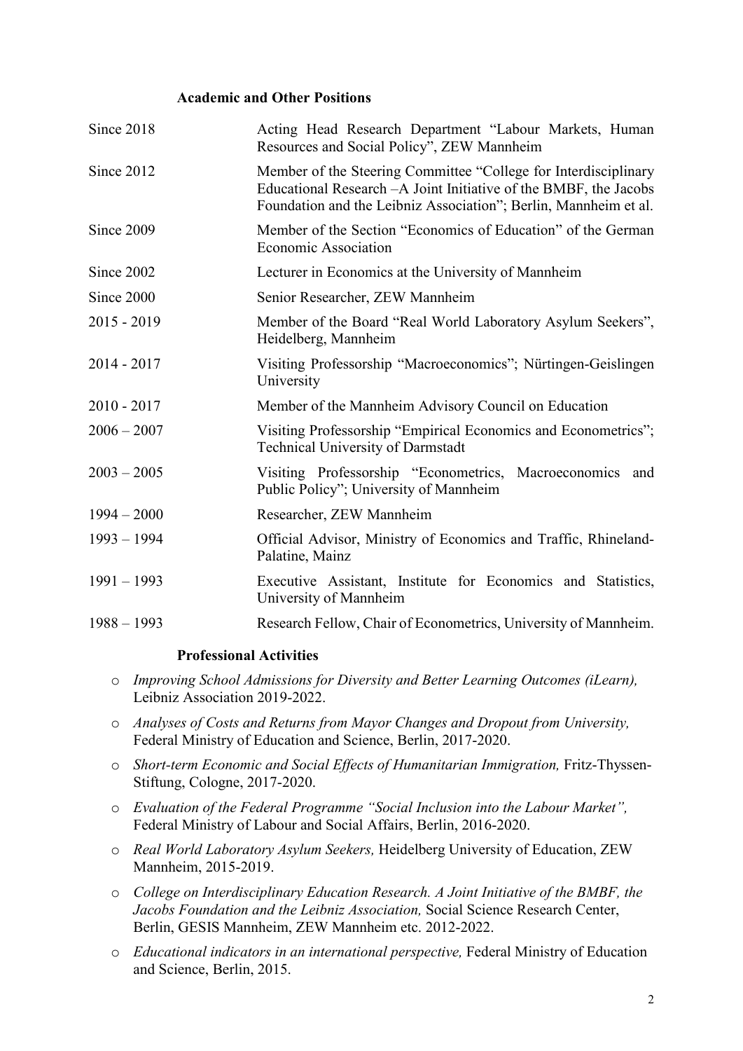### Academic and Other Positions

| | |
|---|---|
| Since 2018 | Acting Head Research Department "Labour Markets, Human Resources and Social Policy", ZEW Mannheim |
| Since 2012 | Member of the Steering Committee "College for Interdisciplinary Educational Research –A Joint Initiative of the BMBF, the Jacobs Foundation and the Leibniz Association"; Berlin, Mannheim et al. |
| Since 2009 | Member of the Section "Economics of Education" of the German Economic Association |
| Since 2002 | Lecturer in Economics at the University of Mannheim |
| Since 2000 | Senior Researcher, ZEW Mannheim |
| 2015 - 2019 | Member of the Board "Real World Laboratory Asylum Seekers", Heidelberg, Mannheim |
| 2014 - 2017 | Visiting Professorship "Macroeconomics"; Nürtingen-Geislingen University |
| 2010 - 2017 | Member of the Mannheim Advisory Council on Education |
| 2006 – 2007 | Visiting Professorship "Empirical Economics and Econometrics"; Technical University of Darmstadt |
| 2003 – 2005 | Visiting Professorship "Econometrics, Macroeconomics and Public Policy"; University of Mannheim |
| 1994 – 2000 | Researcher, ZEW Mannheim |
| 1993 – 1994 | Official Advisor, Ministry of Economics and Traffic, Rhineland-Palatine, Mainz |
| 1991 – 1993 | Executive Assistant, Institute for Economics and Statistics, University of Mannheim |
| 1988 – 1993 | Research Fellow, Chair of Econometrics, University of Mannheim. |

### Professional Activities

- *Improving School Admissions for Diversity and Better Learning Outcomes (iLearn),* Leibniz Association 2019-2022.
- *Analyses of Costs and Returns from Mayor Changes and Dropout from University,* Federal Ministry of Education and Science, Berlin, 2017-2020.
- *Short-term Economic and Social Effects of Humanitarian Immigration,* Fritz-Thyssen-Stiftung, Cologne, 2017-2020.
- *Evaluation of the Federal Programme "Social Inclusion into the Labour Market",* Federal Ministry of Labour and Social Affairs, Berlin, 2016-2020.
- *Real World Laboratory Asylum Seekers,* Heidelberg University of Education, ZEW Mannheim, 2015-2019.
- *College on Interdisciplinary Education Research. A Joint Initiative of the BMBF, the Jacobs Foundation and the Leibniz Association,* Social Science Research Center, Berlin, GESIS Mannheim, ZEW Mannheim etc. 2012-2022.
- *Educational indicators in an international perspective,* Federal Ministry of Education and Science, Berlin, 2015.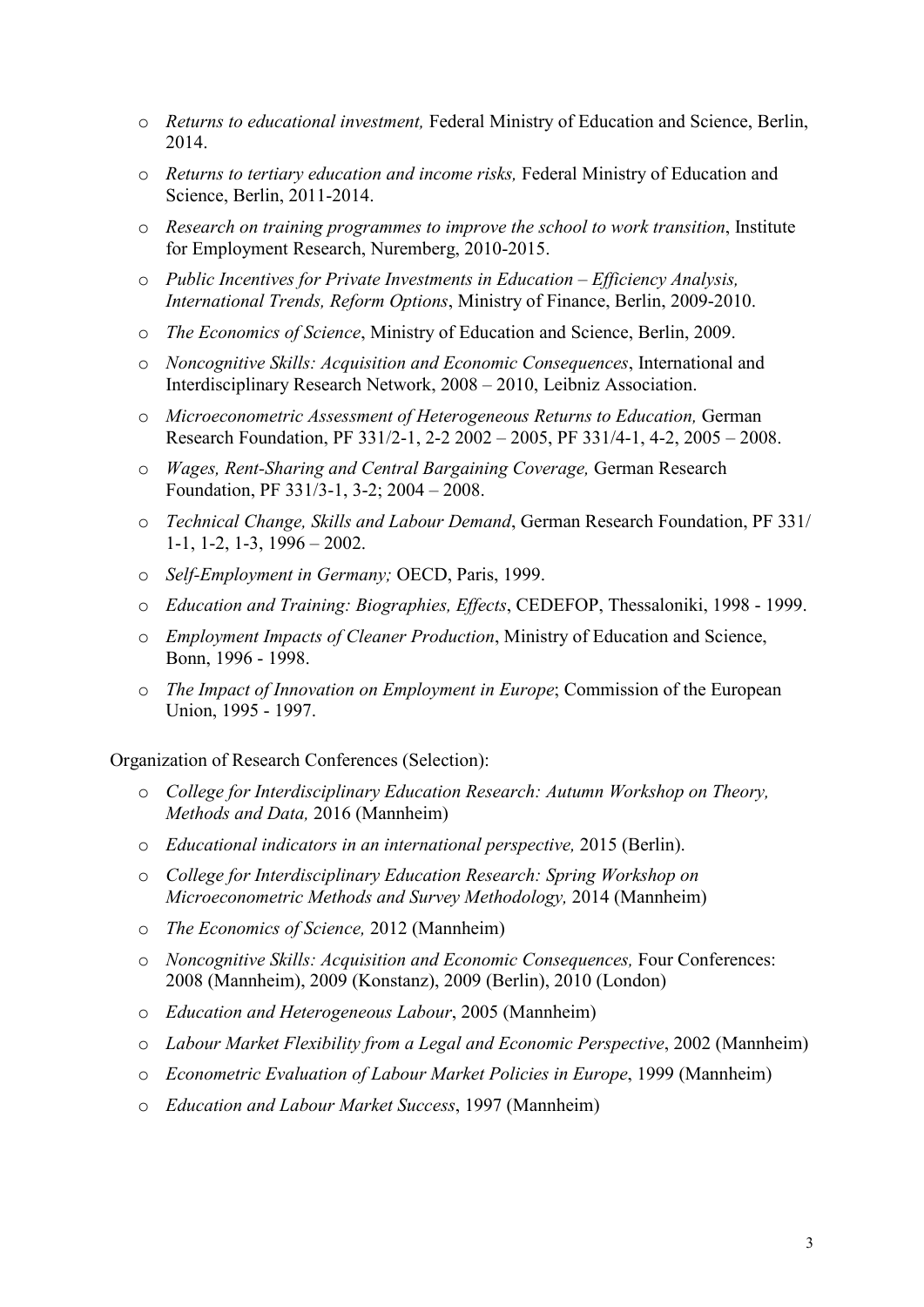- *Returns to educational investment,* Federal Ministry of Education and Science, Berlin, 2014.
- *Returns to tertiary education and income risks,* Federal Ministry of Education and Science, Berlin, 2011-2014.
- *Research on training programmes to improve the school to work transition*, Institute for Employment Research, Nuremberg, 2010-2015.
- *Public Incentives for Private Investments in Education – Efficiency Analysis, International Trends, Reform Options*, Ministry of Finance, Berlin, 2009-2010.
- *The Economics of Science*, Ministry of Education and Science, Berlin, 2009.
- *Noncognitive Skills: Acquisition and Economic Consequences*, International and Interdisciplinary Research Network, 2008 – 2010, Leibniz Association.
- *Microeconometric Assessment of Heterogeneous Returns to Education,* German Research Foundation, PF 331/2-1, 2-2 2002 – 2005, PF 331/4-1, 4-2, 2005 – 2008.
- *Wages, Rent-Sharing and Central Bargaining Coverage,* German Research Foundation, PF 331/3-1, 3-2; 2004 – 2008.
- *Technical Change, Skills and Labour Demand*, German Research Foundation, PF 331/ 1-1, 1-2, 1-3, 1996 – 2002.
- *Self-Employment in Germany;* OECD, Paris, 1999.
- *Education and Training: Biographies, Effects*, CEDEFOP, Thessaloniki, 1998 - 1999.
- *Employment Impacts of Cleaner Production*, Ministry of Education and Science, Bonn, 1996 - 1998.
- *The Impact of Innovation on Employment in Europe*; Commission of the European Union, 1995 - 1997.

Organization of Research Conferences (Selection):

- *College for Interdisciplinary Education Research: Autumn Workshop on Theory, Methods and Data,* 2016 (Mannheim)
- *Educational indicators in an international perspective,* 2015 (Berlin).
- *College for Interdisciplinary Education Research: Spring Workshop on Microeconometric Methods and Survey Methodology,* 2014 (Mannheim)
- *The Economics of Science,* 2012 (Mannheim)
- *Noncognitive Skills: Acquisition and Economic Consequences,* Four Conferences: 2008 (Mannheim), 2009 (Konstanz), 2009 (Berlin), 2010 (London)
- *Education and Heterogeneous Labour*, 2005 (Mannheim)
- *Labour Market Flexibility from a Legal and Economic Perspective*, 2002 (Mannheim)
- *Econometric Evaluation of Labour Market Policies in Europe*, 1999 (Mannheim)
- *Education and Labour Market Success*, 1997 (Mannheim)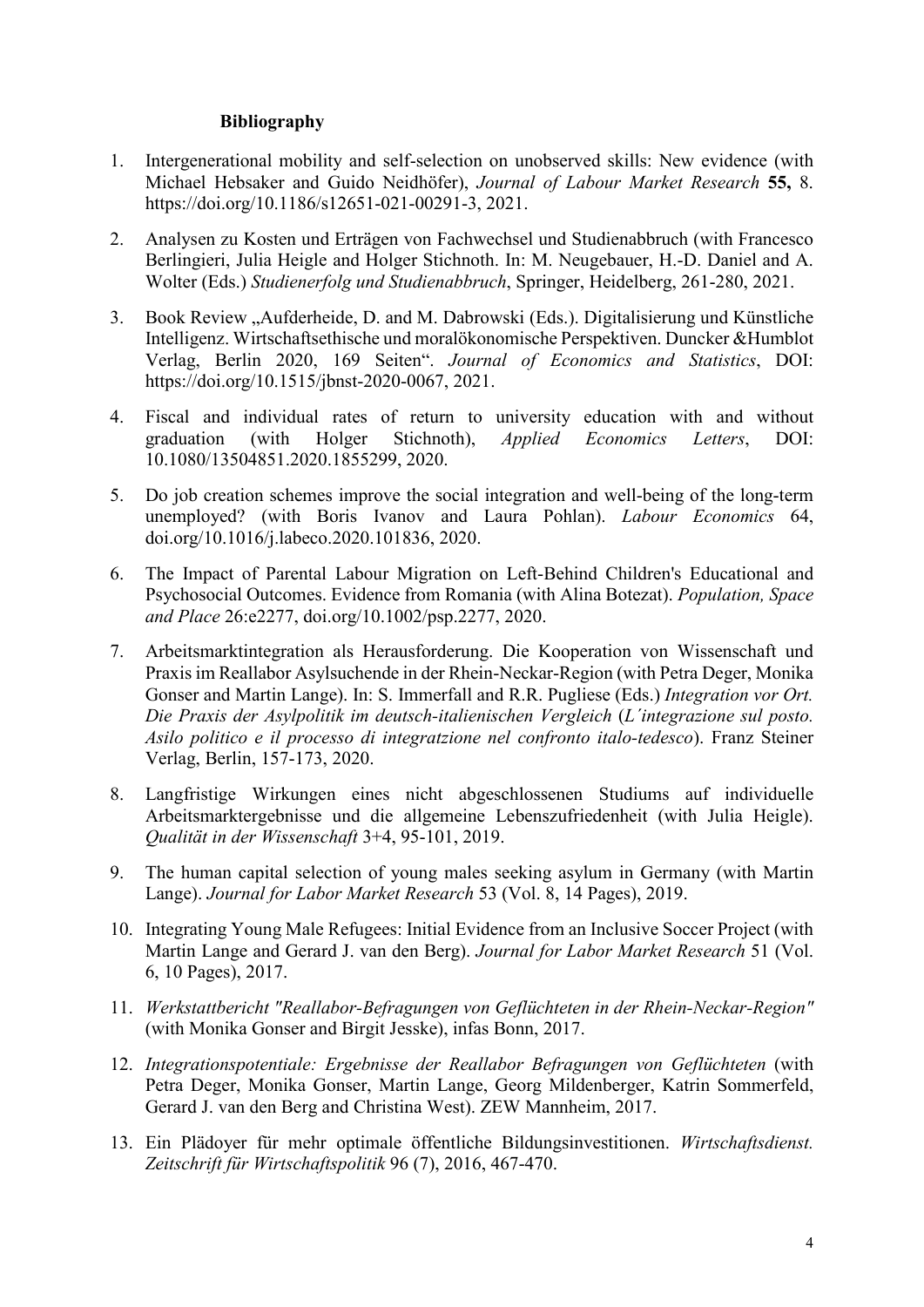**Bibliography**

1. Intergenerational mobility and self-selection on unobserved skills: New evidence (with Michael Hebsaker and Guido Neidhöfer), *Journal of Labour Market Research* **55,** 8. https://doi.org/10.1186/s12651-021-00291-3, 2021.

2. Analysen zu Kosten und Erträgen von Fachwechsel und Studienabbruch (with Francesco Berlingieri, Julia Heigle and Holger Stichnoth. In: M. Neugebauer, H.-D. Daniel and A. Wolter (Eds.) *Studienerfolg und Studienabbruch*, Springer, Heidelberg, 261-280, 2021.

3. Book Review „Aufderheide, D. and M. Dabrowski (Eds.). Digitalisierung und Künstliche Intelligenz. Wirtschaftsethische und moralökonomische Perspektiven. Duncker &Humblot Verlag, Berlin 2020, 169 Seiten". *Journal of Economics and Statistics*, DOI: https://doi.org/10.1515/jbnst-2020-0067, 2021.

4. Fiscal and individual rates of return to university education with and without graduation (with Holger Stichnoth), *Applied Economics Letters*, DOI: 10.1080/13504851.2020.1855299, 2020.

5. Do job creation schemes improve the social integration and well-being of the long-term unemployed? (with Boris Ivanov and Laura Pohlan). *Labour Economics* 64, doi.org/10.1016/j.labeco.2020.101836, 2020.

6. The Impact of Parental Labour Migration on Left-Behind Children's Educational and Psychosocial Outcomes. Evidence from Romania (with Alina Botezat). *Population, Space and Place* 26:e2277, doi.org/10.1002/psp.2277, 2020.

7. Arbeitsmarktintegration als Herausforderung. Die Kooperation von Wissenschaft und Praxis im Reallabor Asylsuchende in der Rhein-Neckar-Region (with Petra Deger, Monika Gonser and Martin Lange). In: S. Immerfall and R.R. Pugliese (Eds.) *Integration vor Ort. Die Praxis der Asylpolitik im deutsch-italienischen Vergleich* (*L´integrazione sul posto. Asilo politico e il processo di integratzione nel confronto italo-tedesco*). Franz Steiner Verlag, Berlin, 157-173, 2020.

8. Langfristige Wirkungen eines nicht abgeschlossenen Studiums auf individuelle Arbeitsmarktergebnisse und die allgemeine Lebenszufriedenheit (with Julia Heigle). *Qualität in der Wissenschaft* 3+4, 95-101, 2019.

9. The human capital selection of young males seeking asylum in Germany (with Martin Lange). *Journal for Labor Market Research* 53 (Vol. 8, 14 Pages), 2019.

10. Integrating Young Male Refugees: Initial Evidence from an Inclusive Soccer Project (with Martin Lange and Gerard J. van den Berg). *Journal for Labor Market Research* 51 (Vol. 6, 10 Pages), 2017.

11. *Werkstattbericht "Reallabor-Befragungen von Geflüchteten in der Rhein-Neckar-Region"* (with Monika Gonser and Birgit Jesske), infas Bonn, 2017.

12. *Integrationspotentiale: Ergebnisse der Reallabor Befragungen von Geflüchteten* (with Petra Deger, Monika Gonser, Martin Lange, Georg Mildenberger, Katrin Sommerfeld, Gerard J. van den Berg and Christina West). ZEW Mannheim, 2017.

13. Ein Plädoyer für mehr optimale öffentliche Bildungsinvestitionen. *Wirtschaftsdienst. Zeitschrift für Wirtschaftspolitik* 96 (7), 2016, 467-470.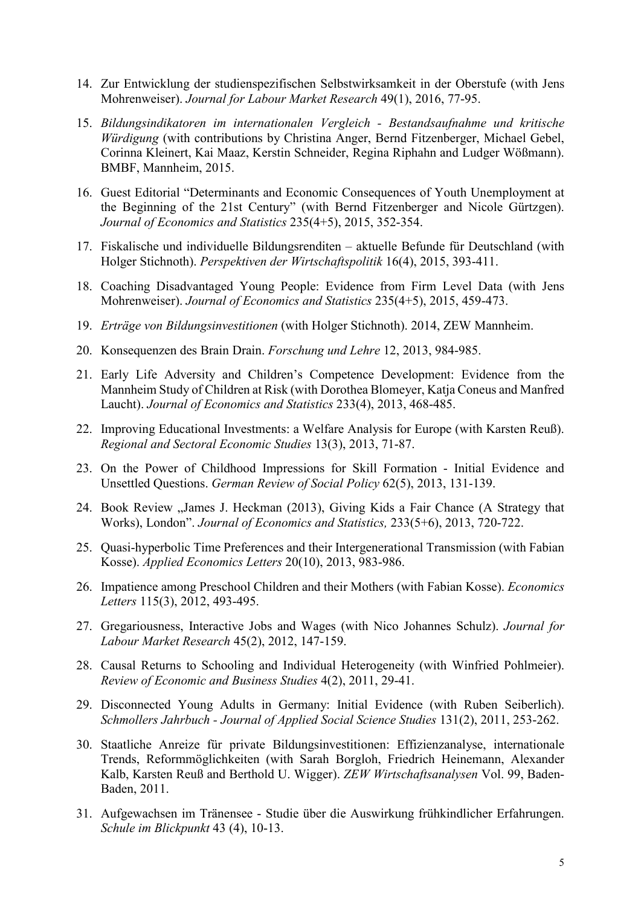14. Zur Entwicklung der studienspezifischen Selbstwirksamkeit in der Oberstufe (with Jens Mohrenweiser). *Journal for Labour Market Research* 49(1), 2016, 77-95.
15. *Bildungsindikatoren im internationalen Vergleich - Bestandsaufnahme und kritische Würdigung* (with contributions by Christina Anger, Bernd Fitzenberger, Michael Gebel, Corinna Kleinert, Kai Maaz, Kerstin Schneider, Regina Riphahn and Ludger Wößmann). BMBF, Mannheim, 2015.
16. Guest Editorial "Determinants and Economic Consequences of Youth Unemployment at the Beginning of the 21st Century" (with Bernd Fitzenberger and Nicole Gürtzgen). *Journal of Economics and Statistics* 235(4+5), 2015, 352-354.
17. Fiskalische und individuelle Bildungsrenditen – aktuelle Befunde für Deutschland (with Holger Stichnoth). *Perspektiven der Wirtschaftspolitik* 16(4), 2015, 393-411.
18. Coaching Disadvantaged Young People: Evidence from Firm Level Data (with Jens Mohrenweiser). *Journal of Economics and Statistics* 235(4+5), 2015, 459-473.
19. *Erträge von Bildungsinvestitionen* (with Holger Stichnoth). 2014, ZEW Mannheim.
20. Konsequenzen des Brain Drain. *Forschung und Lehre* 12, 2013, 984-985.
21. Early Life Adversity and Children's Competence Development: Evidence from the Mannheim Study of Children at Risk (with Dorothea Blomeyer, Katja Coneus and Manfred Laucht). *Journal of Economics and Statistics* 233(4), 2013, 468-485.
22. Improving Educational Investments: a Welfare Analysis for Europe (with Karsten Reuß). *Regional and Sectoral Economic Studies* 13(3), 2013, 71-87.
23. On the Power of Childhood Impressions for Skill Formation - Initial Evidence and Unsettled Questions. *German Review of Social Policy* 62(5), 2013, 131-139.
24. Book Review „James J. Heckman (2013), Giving Kids a Fair Chance (A Strategy that Works), London". *Journal of Economics and Statistics,* 233(5+6), 2013, 720-722.
25. Quasi-hyperbolic Time Preferences and their Intergenerational Transmission (with Fabian Kosse). *Applied Economics Letters* 20(10), 2013, 983-986.
26. Impatience among Preschool Children and their Mothers (with Fabian Kosse). *Economics Letters* 115(3), 2012, 493-495.
27. Gregariousness, Interactive Jobs and Wages (with Nico Johannes Schulz). *Journal for Labour Market Research* 45(2), 2012, 147-159.
28. Causal Returns to Schooling and Individual Heterogeneity (with Winfried Pohlmeier). *Review of Economic and Business Studies* 4(2), 2011, 29-41.
29. Disconnected Young Adults in Germany: Initial Evidence (with Ruben Seiberlich). *Schmollers Jahrbuch - Journal of Applied Social Science Studies* 131(2), 2011, 253-262.
30. Staatliche Anreize für private Bildungsinvestitionen: Effizienzanalyse, internationale Trends, Reformmöglichkeiten (with Sarah Borgloh, Friedrich Heinemann, Alexander Kalb, Karsten Reuß and Berthold U. Wigger). *ZEW Wirtschaftsanalysen* Vol. 99, Baden-Baden, 2011.
31. Aufgewachsen im Tränensee - Studie über die Auswirkung frühkindlicher Erfahrungen. *Schule im Blickpunkt* 43 (4), 10-13.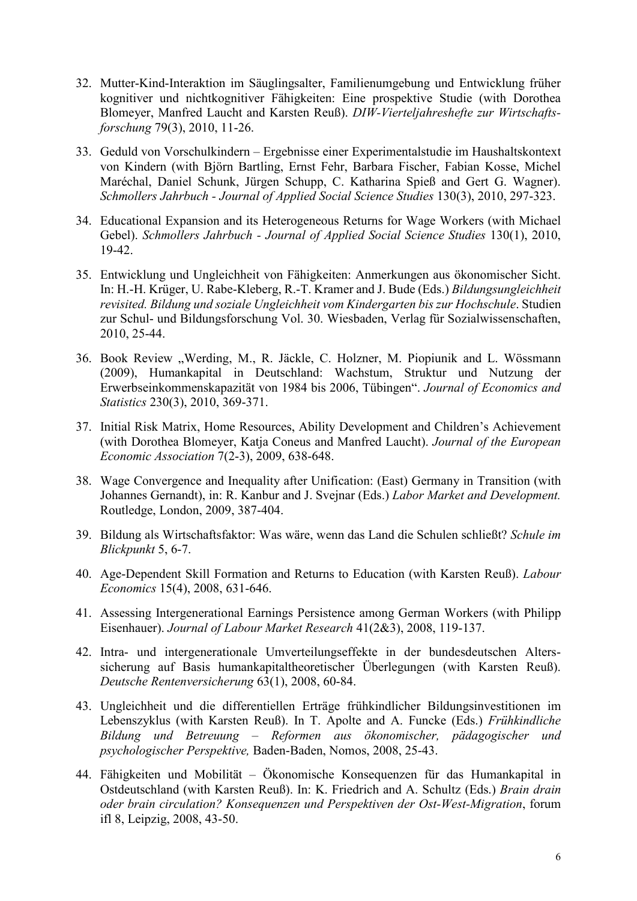32. Mutter-Kind-Interaktion im Säuglingsalter, Familienumgebung und Entwicklung früher kognitiver und nichtkognitiver Fähigkeiten: Eine prospektive Studie (with Dorothea Blomeyer, Manfred Laucht and Karsten Reuß). *DIW-Vierteljahreshefte zur Wirtschaftsforschung* 79(3), 2010, 11-26.

33. Geduld von Vorschulkindern – Ergebnisse einer Experimentalstudie im Haushaltskontext von Kindern (with Björn Bartling, Ernst Fehr, Barbara Fischer, Fabian Kosse, Michel Maréchal, Daniel Schunk, Jürgen Schupp, C. Katharina Spieß and Gert G. Wagner). *Schmollers Jahrbuch - Journal of Applied Social Science Studies* 130(3), 2010, 297-323.

34. Educational Expansion and its Heterogeneous Returns for Wage Workers (with Michael Gebel). *Schmollers Jahrbuch - Journal of Applied Social Science Studies* 130(1), 2010, 19-42.

35. Entwicklung und Ungleichheit von Fähigkeiten: Anmerkungen aus ökonomischer Sicht. In: H.-H. Krüger, U. Rabe-Kleberg, R.-T. Kramer and J. Bude (Eds.) *Bildungsungleichheit revisited. Bildung und soziale Ungleichheit vom Kindergarten bis zur Hochschule*. Studien zur Schul- und Bildungsforschung Vol. 30. Wiesbaden, Verlag für Sozialwissenschaften, 2010, 25-44.

36. Book Review „Werding, M., R. Jäckle, C. Holzner, M. Piopiunik and L. Wössmann (2009), Humankapital in Deutschland: Wachstum, Struktur und Nutzung der Erwerbseinkommenskapazität von 1984 bis 2006, Tübingen". *Journal of Economics and Statistics* 230(3), 2010, 369-371.

37. Initial Risk Matrix, Home Resources, Ability Development and Children's Achievement (with Dorothea Blomeyer, Katja Coneus and Manfred Laucht). *Journal of the European Economic Association* 7(2-3), 2009, 638-648.

38. Wage Convergence and Inequality after Unification: (East) Germany in Transition (with Johannes Gernandt), in: R. Kanbur and J. Svejnar (Eds.) *Labor Market and Development.* Routledge, London, 2009, 387-404.

39. Bildung als Wirtschaftsfaktor: Was wäre, wenn das Land die Schulen schließt? *Schule im Blickpunkt* 5, 6-7.

40. Age-Dependent Skill Formation and Returns to Education (with Karsten Reuß). *Labour Economics* 15(4), 2008, 631-646.

41. Assessing Intergenerational Earnings Persistence among German Workers (with Philipp Eisenhauer). *Journal of Labour Market Research* 41(2&3), 2008, 119-137.

42. Intra- und intergenerationale Umverteilungseffekte in der bundesdeutschen Alterssicherung auf Basis humankapitaltheoretischer Überlegungen (with Karsten Reuß). *Deutsche Rentenversicherung* 63(1), 2008, 60-84.

43. Ungleichheit und die differentiellen Erträge frühkindlicher Bildungsinvestitionen im Lebenszyklus (with Karsten Reuß). In T. Apolte and A. Funcke (Eds.) *Frühkindliche Bildung und Betreuung – Reformen aus ökonomischer, pädagogischer und psychologischer Perspektive,* Baden-Baden, Nomos, 2008, 25-43.

44. Fähigkeiten und Mobilität – Ökonomische Konsequenzen für das Humankapital in Ostdeutschland (with Karsten Reuß). In: K. Friedrich and A. Schultz (Eds.) *Brain drain oder brain circulation? Konsequenzen und Perspektiven der Ost-West-Migration*, forum ifl 8, Leipzig, 2008, 43-50.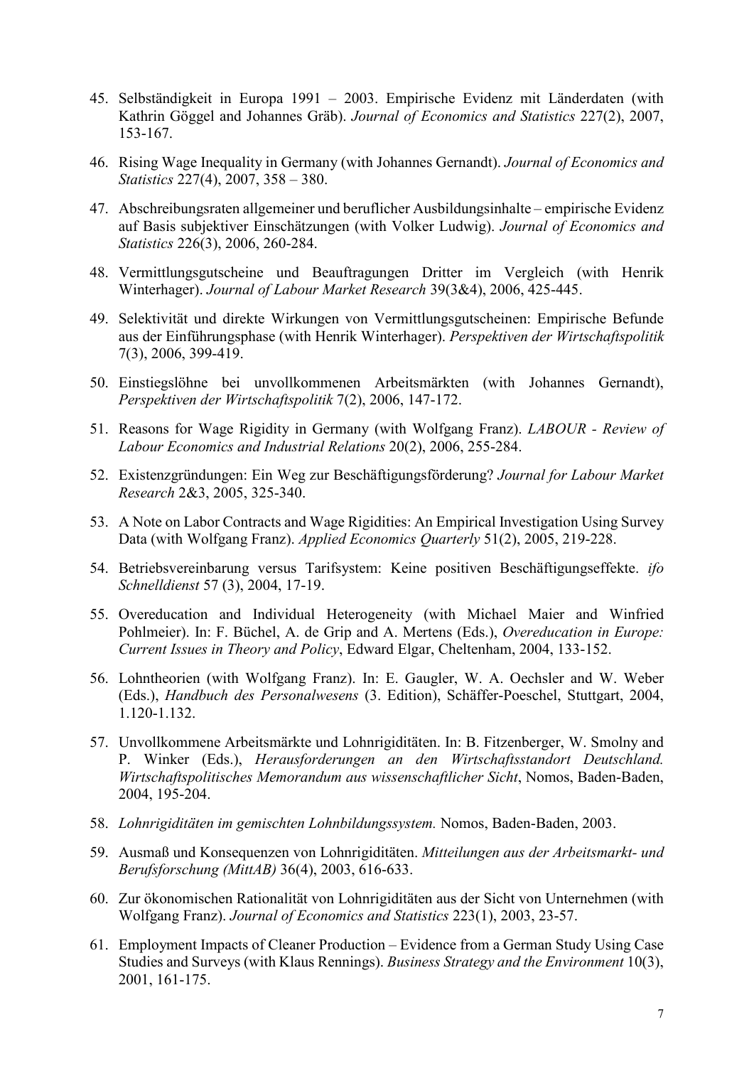45. Selbständigkeit in Europa 1991 – 2003. Empirische Evidenz mit Länderdaten (with Kathrin Göggel and Johannes Gräb). *Journal of Economics and Statistics* 227(2), 2007, 153-167.

46. Rising Wage Inequality in Germany (with Johannes Gernandt). *Journal of Economics and Statistics* 227(4), 2007, 358 – 380.

47. Abschreibungsraten allgemeiner und beruflicher Ausbildungsinhalte – empirische Evidenz auf Basis subjektiver Einschätzungen (with Volker Ludwig). *Journal of Economics and Statistics* 226(3), 2006, 260-284.

48. Vermittlungsgutscheine und Beauftragungen Dritter im Vergleich (with Henrik Winterhager). *Journal of Labour Market Research* 39(3&4), 2006, 425-445.

49. Selektivität und direkte Wirkungen von Vermittlungsgutscheinen: Empirische Befunde aus der Einführungsphase (with Henrik Winterhager). *Perspektiven der Wirtschaftspolitik* 7(3), 2006, 399-419.

50. Einstiegslöhne bei unvollkommenen Arbeitsmärkten (with Johannes Gernandt), *Perspektiven der Wirtschaftspolitik* 7(2), 2006, 147-172.

51. Reasons for Wage Rigidity in Germany (with Wolfgang Franz). *LABOUR - Review of Labour Economics and Industrial Relations* 20(2), 2006, 255-284.

52. Existenzgründungen: Ein Weg zur Beschäftigungsförderung? *Journal for Labour Market Research* 2&3, 2005, 325-340.

53. A Note on Labor Contracts and Wage Rigidities: An Empirical Investigation Using Survey Data (with Wolfgang Franz). *Applied Economics Quarterly* 51(2), 2005, 219-228.

54. Betriebsvereinbarung versus Tarifsystem: Keine positiven Beschäftigungseffekte. *ifo Schnelldienst* 57 (3), 2004, 17-19.

55. Overeducation and Individual Heterogeneity (with Michael Maier and Winfried Pohlmeier). In: F. Büchel, A. de Grip and A. Mertens (Eds.), *Overeducation in Europe: Current Issues in Theory and Policy*, Edward Elgar, Cheltenham, 2004, 133-152.

56. Lohntheorien (with Wolfgang Franz). In: E. Gaugler, W. A. Oechsler and W. Weber (Eds.), *Handbuch des Personalwesens* (3. Edition), Schäffer-Poeschel, Stuttgart, 2004, 1.120-1.132.

57. Unvollkommene Arbeitsmärkte und Lohnrigiditäten. In: B. Fitzenberger, W. Smolny and P. Winker (Eds.), *Herausforderungen an den Wirtschaftsstandort Deutschland. Wirtschaftspolitisches Memorandum aus wissenschaftlicher Sicht*, Nomos, Baden-Baden, 2004, 195-204.

58. *Lohnrigiditäten im gemischten Lohnbildungssystem.* Nomos, Baden-Baden, 2003.

59. Ausmaß und Konsequenzen von Lohnrigiditäten. *Mitteilungen aus der Arbeitsmarkt- und Berufsforschung (MittAB)* 36(4), 2003, 616-633.

60. Zur ökonomischen Rationalität von Lohnrigiditäten aus der Sicht von Unternehmen (with Wolfgang Franz). *Journal of Economics and Statistics* 223(1), 2003, 23-57.

61. Employment Impacts of Cleaner Production – Evidence from a German Study Using Case Studies and Surveys (with Klaus Rennings). *Business Strategy and the Environment* 10(3), 2001, 161-175.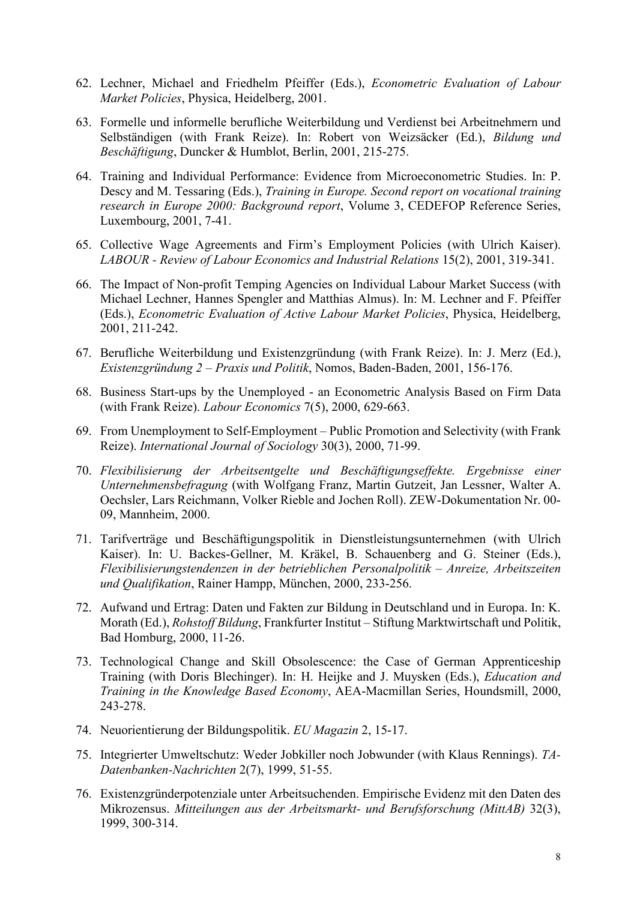62. Lechner, Michael and Friedhelm Pfeiffer (Eds.), *Econometric Evaluation of Labour Market Policies*, Physica, Heidelberg, 2001.

63. Formelle und informelle berufliche Weiterbildung und Verdienst bei Arbeitnehmern und Selbständigen (with Frank Reize). In: Robert von Weizsäcker (Ed.), *Bildung und Beschäftigung*, Duncker & Humblot, Berlin, 2001, 215-275.

64. Training and Individual Performance: Evidence from Microeconometric Studies. In: P. Descy and M. Tessaring (Eds.), *Training in Europe. Second report on vocational training research in Europe 2000: Background report*, Volume 3, CEDEFOP Reference Series, Luxembourg, 2001, 7-41.

65. Collective Wage Agreements and Firm's Employment Policies (with Ulrich Kaiser). *LABOUR - Review of Labour Economics and Industrial Relations* 15(2), 2001, 319-341.

66. The Impact of Non-profit Temping Agencies on Individual Labour Market Success (with Michael Lechner, Hannes Spengler and Matthias Almus). In: M. Lechner and F. Pfeiffer (Eds.), *Econometric Evaluation of Active Labour Market Policies*, Physica, Heidelberg, 2001, 211-242.

67. Berufliche Weiterbildung und Existenzgründung (with Frank Reize). In: J. Merz (Ed.), *Existenzgründung 2 – Praxis und Politik*, Nomos, Baden-Baden, 2001, 156-176.

68. Business Start-ups by the Unemployed - an Econometric Analysis Based on Firm Data (with Frank Reize). *Labour Economics* 7(5), 2000, 629-663.

69. From Unemployment to Self-Employment – Public Promotion and Selectivity (with Frank Reize). *International Journal of Sociology* 30(3), 2000, 71-99.

70. *Flexibilisierung der Arbeitsentgelte und Beschäftigungseffekte. Ergebnisse einer Unternehmensbefragung* (with Wolfgang Franz, Martin Gutzeit, Jan Lessner, Walter A. Oechsler, Lars Reichmann, Volker Rieble and Jochen Roll). ZEW-Dokumentation Nr. 00-09, Mannheim, 2000.

71. Tarifverträge und Beschäftigungspolitik in Dienstleistungsunternehmen (with Ulrich Kaiser). In: U. Backes-Gellner, M. Kräkel, B. Schauenberg and G. Steiner (Eds.), *Flexibilisierungstendenzen in der betrieblichen Personalpolitik – Anreize, Arbeitszeiten und Qualifikation*, Rainer Hampp, München, 2000, 233-256.

72. Aufwand und Ertrag: Daten und Fakten zur Bildung in Deutschland und in Europa. In: K. Morath (Ed.), *Rohstoff Bildung*, Frankfurter Institut – Stiftung Marktwirtschaft und Politik, Bad Homburg, 2000, 11-26.

73. Technological Change and Skill Obsolescence: the Case of German Apprenticeship Training (with Doris Blechinger). In: H. Heijke and J. Muysken (Eds.), *Education and Training in the Knowledge Based Economy*, AEA-Macmillan Series, Houndsmill, 2000, 243-278.

74. Neuorientierung der Bildungspolitik. *EU Magazin* 2, 15-17.

75. Integrierter Umweltschutz: Weder Jobkiller noch Jobwunder (with Klaus Rennings). *TA-Datenbanken-Nachrichten* 2(7), 1999, 51-55.

76. Existenzgründerpotenziale unter Arbeitsuchenden. Empirische Evidenz mit den Daten des Mikrozensus. *Mitteilungen aus der Arbeitsmarkt- und Berufsforschung (MittAB)* 32(3), 1999, 300-314.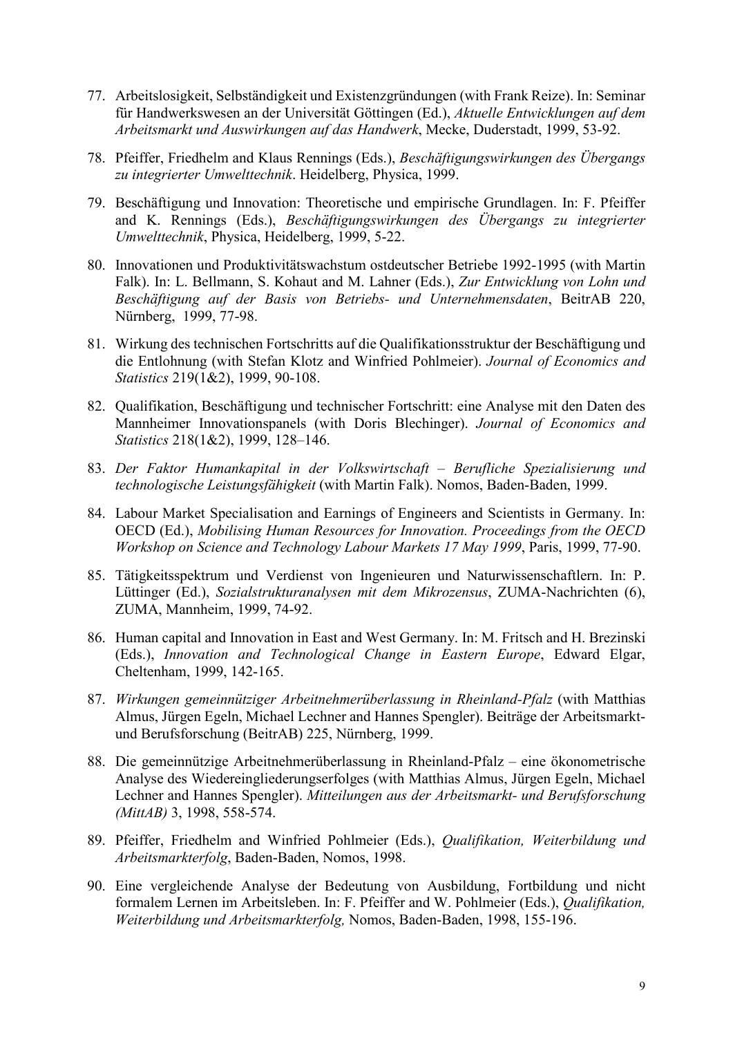77. Arbeitslosigkeit, Selbständigkeit und Existenzgründungen (with Frank Reize). In: Seminar für Handwerkswesen an der Universität Göttingen (Ed.), *Aktuelle Entwicklungen auf dem Arbeitsmarkt und Auswirkungen auf das Handwerk*, Mecke, Duderstadt, 1999, 53-92.

78. Pfeiffer, Friedhelm and Klaus Rennings (Eds.), *Beschäftigungswirkungen des Übergangs zu integrierter Umwelttechnik*. Heidelberg, Physica, 1999.

79. Beschäftigung und Innovation: Theoretische und empirische Grundlagen. In: F. Pfeiffer and K. Rennings (Eds.), *Beschäftigungswirkungen des Übergangs zu integrierter Umwelttechnik*, Physica, Heidelberg, 1999, 5-22.

80. Innovationen und Produktivitätswachstum ostdeutscher Betriebe 1992-1995 (with Martin Falk). In: L. Bellmann, S. Kohaut and M. Lahner (Eds.), *Zur Entwicklung von Lohn und Beschäftigung auf der Basis von Betriebs- und Unternehmensdaten*, BeitrAB 220, Nürnberg, 1999, 77-98.

81. Wirkung des technischen Fortschritts auf die Qualifikationsstruktur der Beschäftigung und die Entlohnung (with Stefan Klotz and Winfried Pohlmeier). *Journal of Economics and Statistics* 219(1&2), 1999, 90-108.

82. Qualifikation, Beschäftigung und technischer Fortschritt: eine Analyse mit den Daten des Mannheimer Innovationspanels (with Doris Blechinger). *Journal of Economics and Statistics* 218(1&2), 1999, 128–146.

83. *Der Faktor Humankapital in der Volkswirtschaft – Berufliche Spezialisierung und technologische Leistungsfähigkeit* (with Martin Falk). Nomos, Baden-Baden, 1999.

84. Labour Market Specialisation and Earnings of Engineers and Scientists in Germany. In: OECD (Ed.), *Mobilising Human Resources for Innovation. Proceedings from the OECD Workshop on Science and Technology Labour Markets 17 May 1999*, Paris, 1999, 77-90.

85. Tätigkeitsspektrum und Verdienst von Ingenieuren und Naturwissenschaftlern. In: P. Lüttinger (Ed.), *Sozialstrukturanalysen mit dem Mikrozensus*, ZUMA-Nachrichten (6), ZUMA, Mannheim, 1999, 74-92.

86. Human capital and Innovation in East and West Germany. In: M. Fritsch and H. Brezinski (Eds.), *Innovation and Technological Change in Eastern Europe*, Edward Elgar, Cheltenham, 1999, 142-165.

87. *Wirkungen gemeinnütziger Arbeitnehmerüberlassung in Rheinland-Pfalz* (with Matthias Almus, Jürgen Egeln, Michael Lechner and Hannes Spengler). Beiträge der Arbeitsmarkt- und Berufsforschung (BeitrAB) 225, Nürnberg, 1999.

88. Die gemeinnützige Arbeitnehmerüberlassung in Rheinland-Pfalz – eine ökonometrische Analyse des Wiedereingliederungserfolges (with Matthias Almus, Jürgen Egeln, Michael Lechner and Hannes Spengler). *Mitteilungen aus der Arbeitsmarkt- und Berufsforschung (MittAB)* 3, 1998, 558-574.

89. Pfeiffer, Friedhelm and Winfried Pohlmeier (Eds.), *Qualifikation, Weiterbildung und Arbeitsmarkterfolg*, Baden-Baden, Nomos, 1998.

90. Eine vergleichende Analyse der Bedeutung von Ausbildung, Fortbildung und nicht formalem Lernen im Arbeitsleben. In: F. Pfeiffer and W. Pohlmeier (Eds.), *Qualifikation, Weiterbildung und Arbeitsmarkterfolg,* Nomos, Baden-Baden, 1998, 155-196.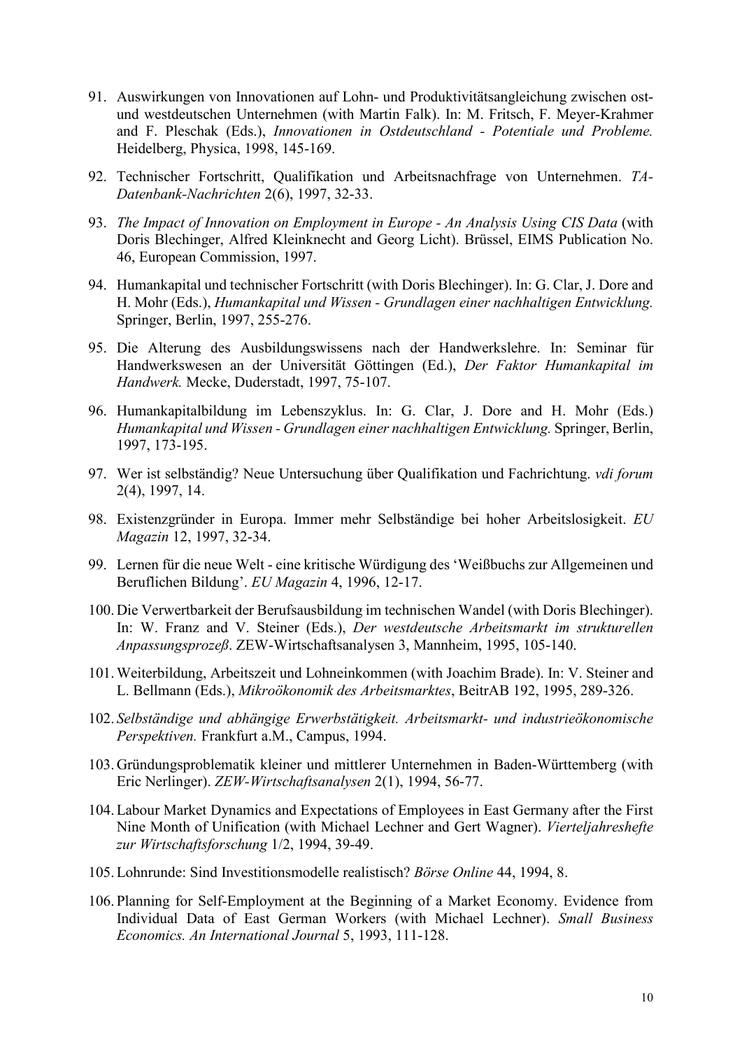91. Auswirkungen von Innovationen auf Lohn- und Produktivitätsangleichung zwischen ost- und westdeutschen Unternehmen (with Martin Falk). In: M. Fritsch, F. Meyer-Krahmer and F. Pleschak (Eds.), *Innovationen in Ostdeutschland - Potentiale und Probleme.* Heidelberg, Physica, 1998, 145-169.

92. Technischer Fortschritt, Qualifikation und Arbeitsnachfrage von Unternehmen. *TA-Datenbank-Nachrichten* 2(6), 1997, 32-33.

93. *The Impact of Innovation on Employment in Europe - An Analysis Using CIS Data* (with Doris Blechinger, Alfred Kleinknecht and Georg Licht). Brüssel, EIMS Publication No. 46, European Commission, 1997.

94. Humankapital und technischer Fortschritt (with Doris Blechinger). In: G. Clar, J. Dore and H. Mohr (Eds.), *Humankapital und Wissen - Grundlagen einer nachhaltigen Entwicklung.* Springer, Berlin, 1997, 255-276.

95. Die Alterung des Ausbildungswissens nach der Handwerkslehre. In: Seminar für Handwerkswesen an der Universität Göttingen (Ed.), *Der Faktor Humankapital im Handwerk.* Mecke, Duderstadt, 1997, 75-107.

96. Humankapitalbildung im Lebenszyklus. In: G. Clar, J. Dore and H. Mohr (Eds.) *Humankapital und Wissen - Grundlagen einer nachhaltigen Entwicklung.* Springer, Berlin, 1997, 173-195.

97. Wer ist selbständig? Neue Untersuchung über Qualifikation und Fachrichtung. *vdi forum* 2(4), 1997, 14.

98. Existenzgründer in Europa. Immer mehr Selbständige bei hoher Arbeitslosigkeit. *EU Magazin* 12, 1997, 32-34.

99. Lernen für die neue Welt - eine kritische Würdigung des 'Weißbuchs zur Allgemeinen und Beruflichen Bildung'. *EU Magazin* 4, 1996, 12-17.

100. Die Verwertbarkeit der Berufsausbildung im technischen Wandel (with Doris Blechinger). In: W. Franz and V. Steiner (Eds.), *Der westdeutsche Arbeitsmarkt im strukturellen Anpassungsprozeß*. ZEW-Wirtschaftsanalysen 3, Mannheim, 1995, 105-140.

101. Weiterbildung, Arbeitszeit und Lohneinkommen (with Joachim Brade). In: V. Steiner and L. Bellmann (Eds.), *Mikroökonomik des Arbeitsmarktes*, BeitrAB 192, 1995, 289-326.

102. *Selbständige und abhängige Erwerbstätigkeit. Arbeitsmarkt- und industrieökonomische Perspektiven.* Frankfurt a.M., Campus, 1994.

103. Gründungsproblematik kleiner und mittlerer Unternehmen in Baden-Württemberg (with Eric Nerlinger). *ZEW-Wirtschaftsanalysen* 2(1), 1994, 56-77.

104. Labour Market Dynamics and Expectations of Employees in East Germany after the First Nine Month of Unification (with Michael Lechner and Gert Wagner). *Vierteljahreshefte zur Wirtschaftsforschung* 1/2, 1994, 39-49.

105. Lohnrunde: Sind Investitionsmodelle realistisch? *Börse Online* 44, 1994, 8.

106. Planning for Self-Employment at the Beginning of a Market Economy. Evidence from Individual Data of East German Workers (with Michael Lechner). *Small Business Economics. An International Journal* 5, 1993, 111-128.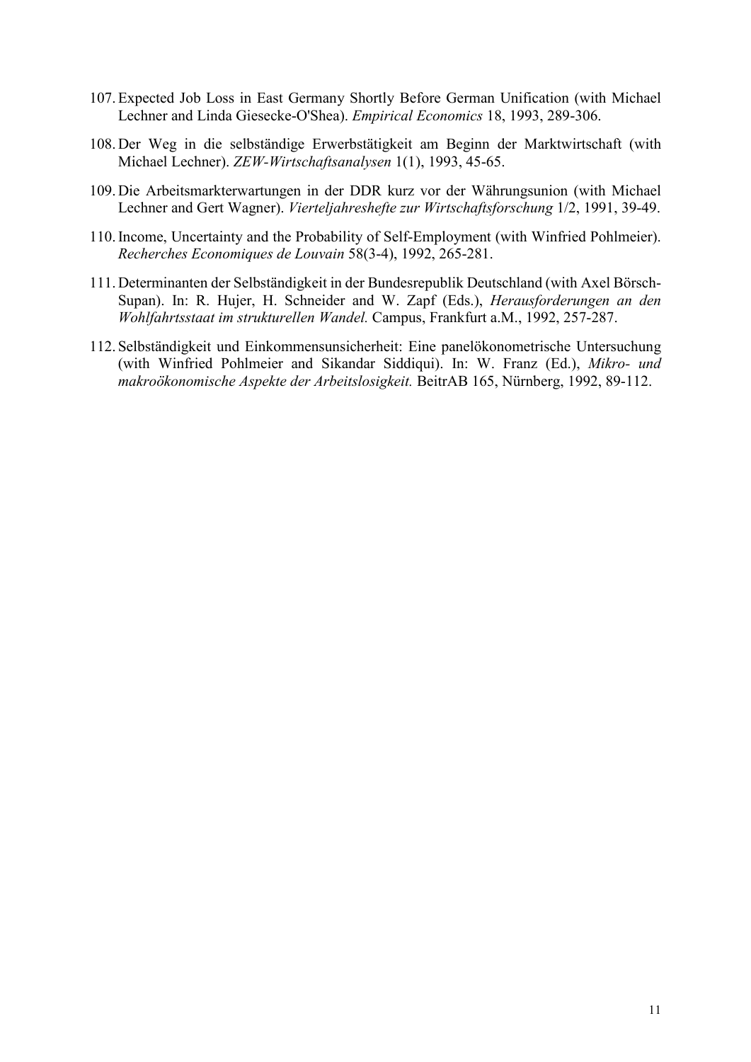107. Expected Job Loss in East Germany Shortly Before German Unification (with Michael Lechner and Linda Giesecke-O'Shea). *Empirical Economics* 18, 1993, 289-306.

108. Der Weg in die selbständige Erwerbstätigkeit am Beginn der Marktwirtschaft (with Michael Lechner). *ZEW-Wirtschaftsanalysen* 1(1), 1993, 45-65.

109. Die Arbeitsmarkterwartungen in der DDR kurz vor der Währungsunion (with Michael Lechner and Gert Wagner). *Vierteljahreshefte zur Wirtschaftsforschung* 1/2, 1991, 39-49.

110. Income, Uncertainty and the Probability of Self-Employment (with Winfried Pohlmeier). *Recherches Economiques de Louvain* 58(3-4), 1992, 265-281.

111. Determinanten der Selbständigkeit in der Bundesrepublik Deutschland (with Axel Börsch-Supan). In: R. Hujer, H. Schneider and W. Zapf (Eds.), *Herausforderungen an den Wohlfahrtsstaat im strukturellen Wandel.* Campus, Frankfurt a.M., 1992, 257-287.

112. Selbständigkeit und Einkommensunsicherheit: Eine panelökonometrische Untersuchung (with Winfried Pohlmeier and Sikandar Siddiqui). In: W. Franz (Ed.), *Mikro- und makroökonomische Aspekte der Arbeitslosigkeit.* BeitrAB 165, Nürnberg, 1992, 89-112.